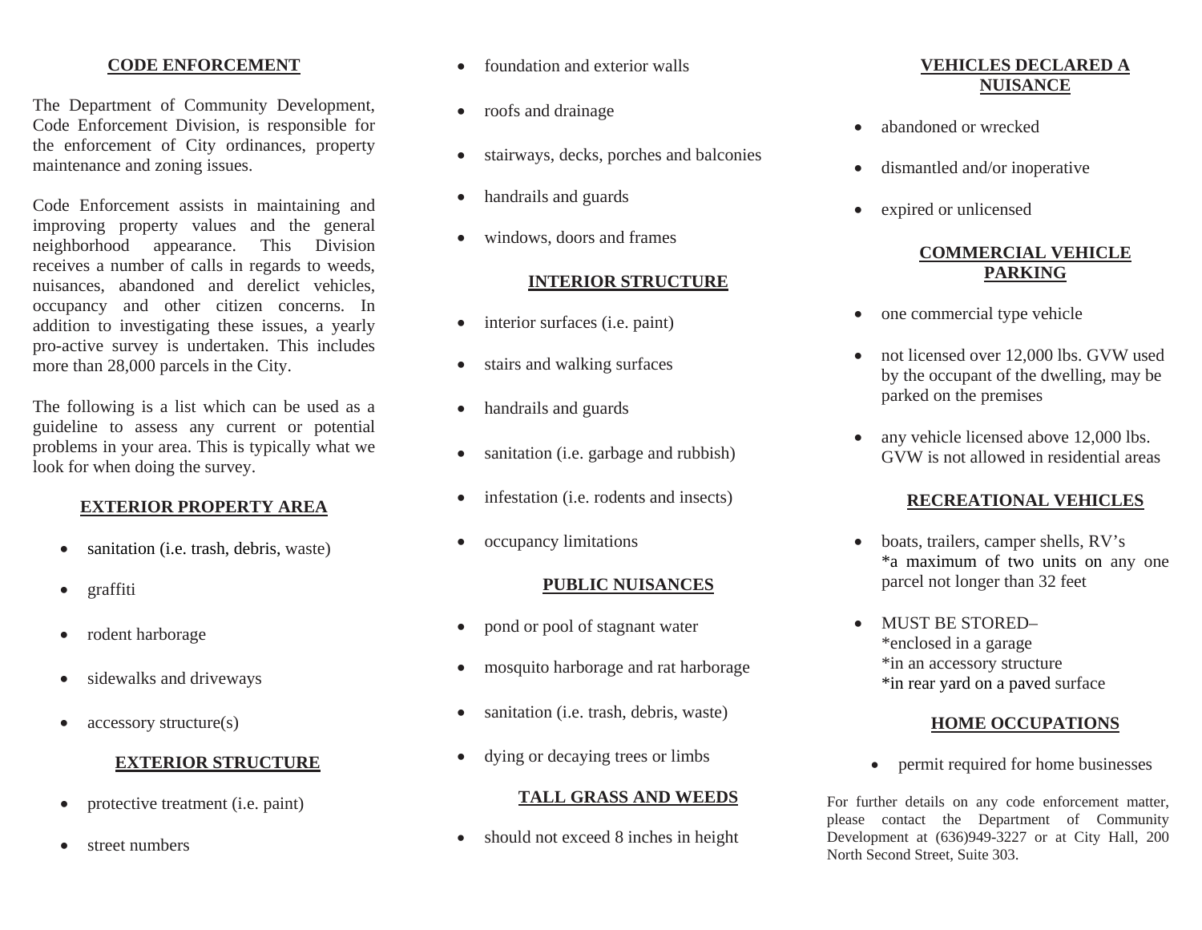## CODE ENFORCEMENT

The Department of Community Development, Code Enforcement Division, is responsible for the enforcement of City ordinances, property maintenance and zoning issues.

Code Enforcement assists in maintaining and improving property values and the general neighborhood appearance. This Division receives a number of calls in regards to weeds, nuisances, abandoned and derelict vehicles, occupancy and other citizen concerns. In addition to investigating these issues, a yearly pro-active survey is undertaken. This includes more than 28,000 parcels in the City.

The following is a list which can be used as a guideline to assess any current or potential problems in your area. This is typically what we look for when doing the survey.

### EXTERIOR PROPERTY AREA

- sanitation (i.e. trash, debris, waste)
- graffiti
- rodent harborage
- sidewalks and driveways
- accessory structure(s)

### EXTERIOR STRUCTURE

- protective treatment (i.e. paint)
- street numbers
- foundation and exterior walls
- roofs and drainage
- stairways, decks, porches and balconies
- handrails and guards
- windows, doors and frames

### INTERIOR STRUCTURE

- interior surfaces (i.e. paint)
- stairs and walking surfaces
- handrails and guards
- sanitation (i.e. garbage and rubbish)
- infestation (i.e. rodents and insects)
- occupancy limitations

### PUBLIC NUISANCES

- pond or pool of stagnant water
- mosquito harborage and rat harborage
- sanitation (i.e. trash, debris, waste)
- dying or decaying trees or limbs

### TALL GRASS AND WEEDS

- should not exceed 8 inches in height

### VEHICLES DECLARED A NUISANCE

- abandoned or wrecked
- dismantled and/or inoperative
- expired or unlicensed

### COMMERCIAL VEHICLE PARKING

- one commercial type vehicle
- not licensed over 12,000 lbs. GVW used by the occupant of the dwelling, may be parked on the premises
- any vehicle licensed above 12,000 lbs. GVW is not allowed in residential areas

### RECREATIONAL VEHICLES

- boats, trailers, camper shells, RV's
  *a maximum of two units on any one parcel not longer than 32 feet
- MUST BE STORED–
  *enclosed in a garage
  *in an accessory structure
  *in rear yard on a paved surface

### HOME OCCUPATIONS

- permit required for home businesses

For further details on any code enforcement matter, please contact the Department of Community Development at (636)949-3227 or at City Hall, 200 North Second Street, Suite 303.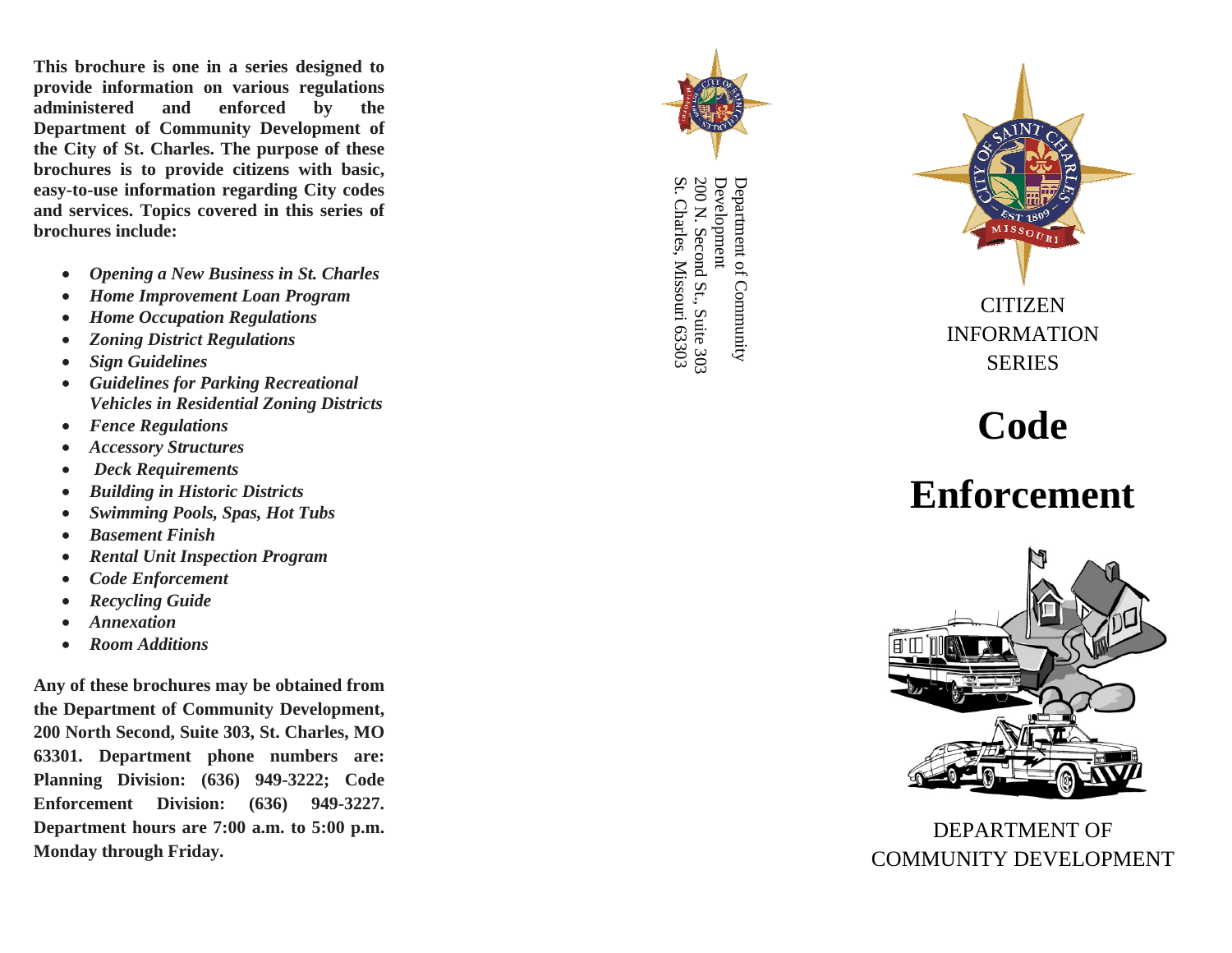**This brochure is one in a series designed to provide information on various regulations administered and enforced by the Department of Community Development of the City of St. Charles. The purpose of these brochures is to provide citizens with basic, easy-to-use information regarding City codes and services. Topics covered in this series of brochures include:**

- ***Opening a New Business in St. Charles***
- ***Home Improvement Loan Program***
- ***Home Occupation Regulations***
- ***Zoning District Regulations***
- ***Sign Guidelines***
- ***Guidelines for Parking Recreational Vehicles in Residential Zoning Districts***
- ***Fence Regulations***
- ***Accessory Structures***
- ***Deck Requirements***
- ***Building in Historic Districts***
- ***Swimming Pools, Spas, Hot Tubs***
- ***Basement Finish***
- ***Rental Unit Inspection Program***
- ***Code Enforcement***
- ***Recycling Guide***
- ***Annexation***
- ***Room Additions***

**Any of these brochures may be obtained from the Department of Community Development, 200 North Second, Suite 303, St. Charles, MO 63301. Department phone numbers are: Planning Division: (636) 949-3222; Code Enforcement Division: (636) 949-3227. Department hours are 7:00 a.m. to 5:00 p.m. Monday through Friday.**

Department of Community Development
200 N. Second St., Suite 303
St. Charles, Missouri 63303

CITY OF SAINT CHARLES
EST 1809
MISSOURI

CITIZEN INFORMATION SERIES

# Code Enforcement

DEPARTMENT OF COMMUNITY DEVELOPMENT